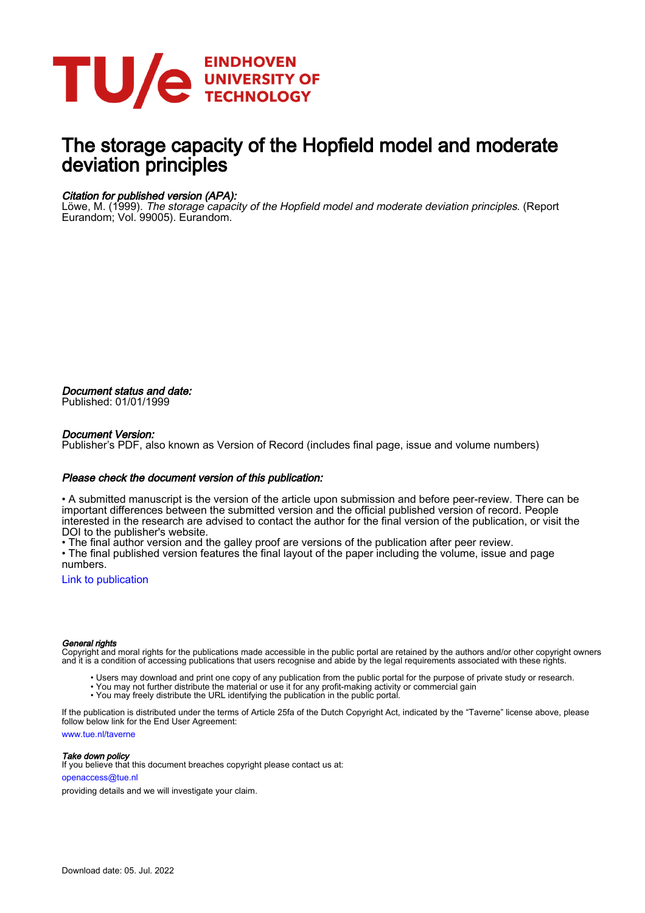EINDHOVEN
UNIVERSITY OF
TECHNOLOGY

# The storage capacity of the Hopfield model and moderate deviation principles

*Citation for published version (APA):*
Löwe, M. (1999). *The storage capacity of the Hopfield model and moderate deviation principles.* (Report Eurandom; Vol. 99005). Eurandom.

*Document status and date:*
Published: 01/01/1999

*Document Version:*
Publisher's PDF, also known as Version of Record (includes final page, issue and volume numbers)

*Please check the document version of this publication:*

• A submitted manuscript is the version of the article upon submission and before peer-review. There can be important differences between the submitted version and the official published version of record. People interested in the research are advised to contact the author for the final version of the publication, or visit the DOI to the publisher's website.
• The final author version and the galley proof are versions of the publication after peer review.
• The final published version features the final layout of the paper including the volume, issue and page numbers.

Link to publication

*General rights*
Copyright and moral rights for the publications made accessible in the public portal are retained by the authors and/or other copyright owners and it is a condition of accessing publications that users recognise and abide by the legal requirements associated with these rights.

- Users may download and print one copy of any publication from the public portal for the purpose of private study or research.
- You may not further distribute the material or use it for any profit-making activity or commercial gain
- You may freely distribute the URL identifying the publication in the public portal.

If the publication is distributed under the terms of Article 25fa of the Dutch Copyright Act, indicated by the "Taverne" license above, please follow below link for the End User Agreement:

www.tue.nl/taverne

*Take down policy*
If you believe that this document breaches copyright please contact us at:

openaccess@tue.nl

providing details and we will investigate your claim.

Download date: 05. Jul. 2022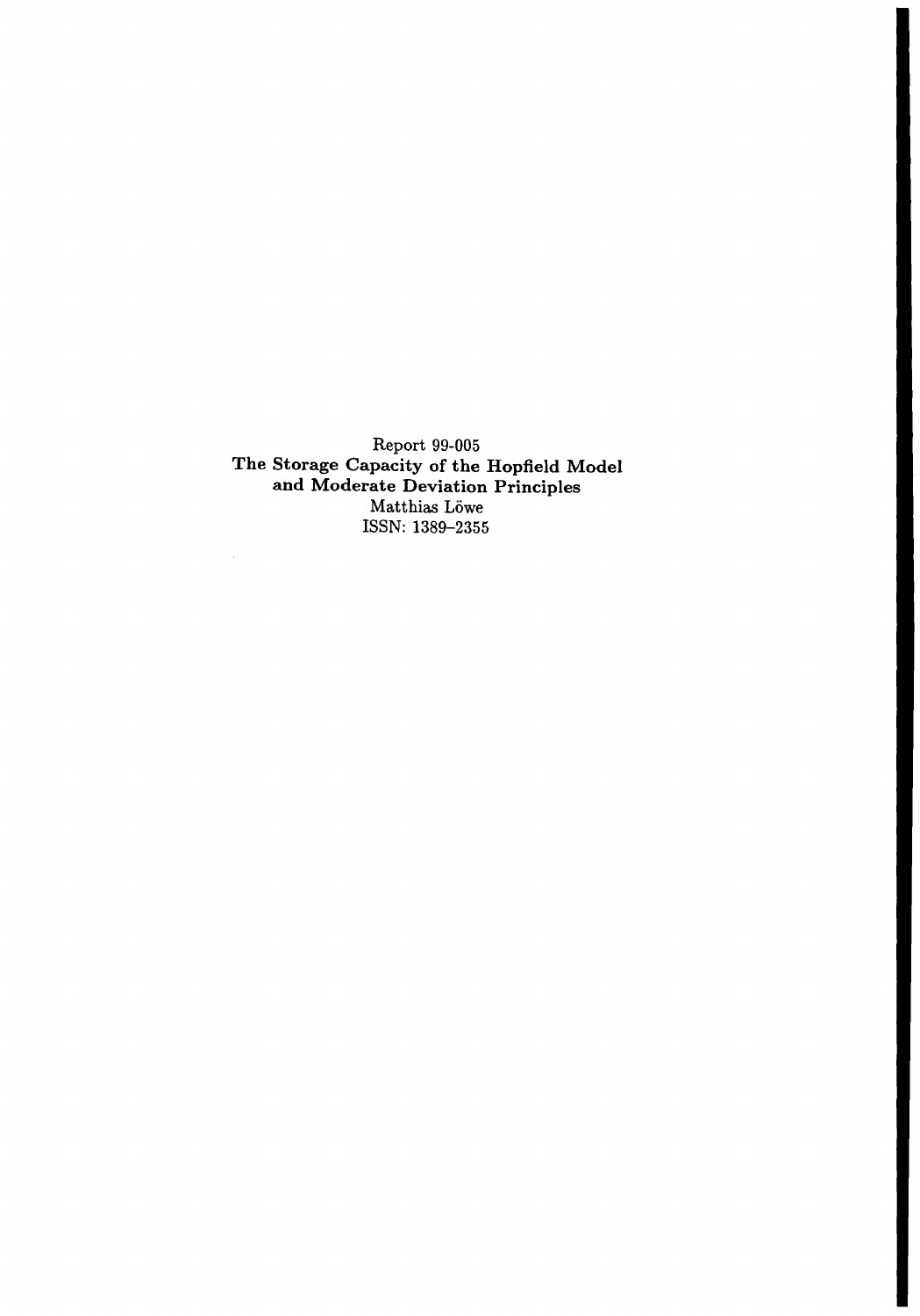Report 99-005
**The Storage Capacity of the Hopfield Model and Moderate Deviation Principles**
Matthias Löwe
ISSN: 1389–2355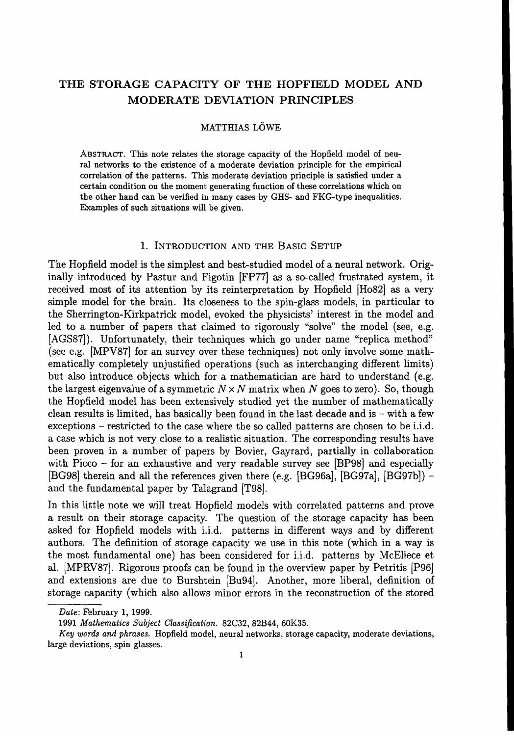# THE STORAGE CAPACITY OF THE HOPFIELD MODEL AND MODERATE DEVIATION PRINCIPLES

MATTHIAS LÖWE

ABSTRACT. This note relates the storage capacity of the Hopfield model of neural networks to the existence of a moderate deviation principle for the empirical correlation of the patterns. This moderate deviation principle is satisfied under a certain condition on the moment generating function of these correlations which on the other hand can be verified in many cases by GHS- and FKG-type inequalities. Examples of such situations will be given.

## 1. INTRODUCTION AND THE BASIC SETUP

The Hopfield model is the simplest and best-studied model of a neural network. Originally introduced by Pastur and Figotin [FP77] as a so-called frustrated system, it received most of its attention by its reinterpretation by Hopfield [Ho82] as a very simple model for the brain. Its closeness to the spin-glass models, in particular to the Sherrington-Kirkpatrick model, evoked the physicists' interest in the model and led to a number of papers that claimed to rigorously "solve" the model (see, e.g. [AGS87]). Unfortunately, their techniques which go under name "replica method" (see e.g. [MPV87] for an survey over these techniques) not only involve some mathematically completely unjustified operations (such as interchanging different limits) but also introduce objects which for a mathematician are hard to understand (e.g. the largest eigenvalue of a symmetric $N \times N$ matrix when $N$ goes to zero). So, though the Hopfield model has been extensively studied yet the number of mathematically clean results is limited, has basically been found in the last decade and is – with a few exceptions – restricted to the case where the so called patterns are chosen to be i.i.d. a case which is not very close to a realistic situation. The corresponding results have been proven in a number of papers by Bovier, Gayrard, partially in collaboration with Picco – for an exhaustive and very readable survey see [BP98] and especially [BG98] therein and all the references given there (e.g. [BG96a], [BG97a], [BG97b]) – and the fundamental paper by Talagrand [T98].

In this little note we will treat Hopfield models with correlated patterns and prove a result on their storage capacity. The question of the storage capacity has been asked for Hopfield models with i.i.d. patterns in different ways and by different authors. The definition of storage capacity we use in this note (which in a way is the most fundamental one) has been considered for i.i.d. patterns by McEliece et al. [MPRV87]. Rigorous proofs can be found in the overview paper by Petritis [P96] and extensions are due to Burshtein [Bu94]. Another, more liberal, definition of storage capacity (which also allows minor errors in the reconstruction of the stored

---

*Date*: February 1, 1999.

1991 *Mathematics Subject Classification.* 82C32, 82B44, 60K35.

*Key words and phrases.* Hopfield model, neural networks, storage capacity, moderate deviations, large deviations, spin glasses.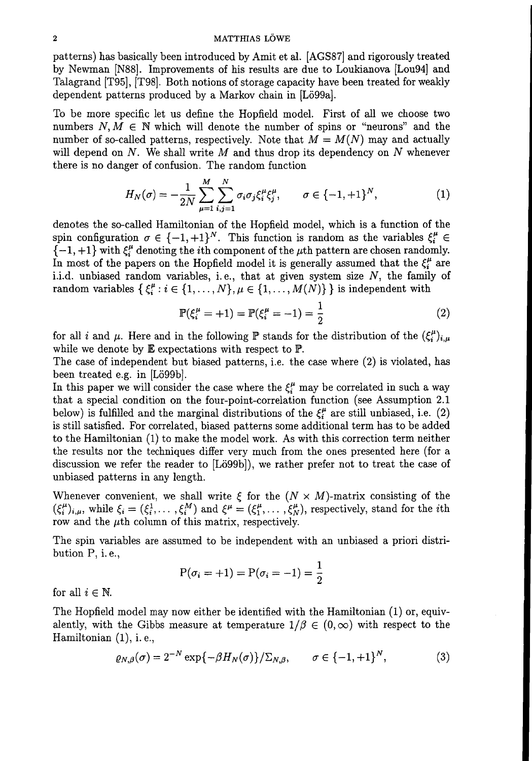patterns) has basically been introduced by Amit et al. [AGS87] and rigorously treated by Newman [N88]. Improvements of his results are due to Loukianova [Lou94] and Talagrand [T95], [T98]. Both notions of storage capacity have been treated for weakly dependent patterns produced by a Markov chain in [Lö99a].

To be more specific let us define the Hopfield model. First of all we choose two numbers $N, M \in \mathbb{N}$ which will denote the number of spins or "neurons" and the number of so-called patterns, respectively. Note that $M = M(N)$ may and actually will depend on $N$. We shall write $M$ and thus drop its dependency on $N$ whenever there is no danger of confusion. The random function

$$H_N(\sigma) = -\frac{1}{2N} \sum_{\mu=1}^{M} \sum_{i,j=1}^{N} \sigma_i \sigma_j \xi_i^\mu \xi_j^\mu, \qquad \sigma \in \{-1,+1\}^N, \tag{1}$$

denotes the so-called Hamiltonian of the Hopfield model, which is a function of the spin configuration $\sigma \in \{-1,+1\}^N$. This function is random as the variables $\xi_i^\mu \in \{-1,+1\}$ with $\xi_i^\mu$ denoting the $i$th component of the $\mu$th pattern are chosen randomly. In most of the papers on the Hopfield model it is generally assumed that the $\xi_i^\mu$ are i.i.d. unbiased random variables, i.e., that at given system size $N$, the family of random variables $\{\, \xi_i^\mu : i \in \{1, \dots, N\}, \mu \in \{1, \dots, M(N)\} \,\}$ is independent with

$$\mathbb{P}(\xi_i^\mu = +1) = \mathbb{P}(\xi_i^\mu = -1) = \frac{1}{2} \tag{2}$$

for all $i$ and $\mu$. Here and in the following $\mathbb{P}$ stands for the distribution of the $(\xi_i^\mu)_{i,\mu}$ while we denote by $\mathbb{E}$ expectations with respect to $\mathbb{P}$.

The case of independent but biased patterns, i.e. the case where (2) is violated, has been treated e.g. in [Lö99b].

In this paper we will consider the case where the $\xi_i^\mu$ may be correlated in such a way that a special condition on the four-point-correlation function (see Assumption 2.1 below) is fulfilled and the marginal distributions of the $\xi_i^\mu$ are still unbiased, i.e. (2) is still satisfied. For correlated, biased patterns some additional term has to be added to the Hamiltonian (1) to make the model work. As with this correction term neither the results nor the techniques differ very much from the ones presented here (for a discussion we refer the reader to [Lö99b]), we rather prefer not to treat the case of unbiased patterns in any length.

Whenever convenient, we shall write $\xi$ for the $(N \times M)$-matrix consisting of the $(\xi_i^\mu)_{i,\mu}$, while $\xi_i = (\xi_i^1, \dots, \xi_i^M)$ and $\xi^\mu = (\xi_1^\mu, \dots, \xi_N^\mu)$, respectively, stand for the $i$th row and the $\mu$th column of this matrix, respectively.

The spin variables are assumed to be independent with an unbiased a priori distribution P, i.e.,

$$\mathrm{P}(\sigma_i = +1) = \mathrm{P}(\sigma_i = -1) = \frac{1}{2}$$

for all $i \in \mathbb{N}$.

The Hopfield model may now either be identified with the Hamiltonian (1) or, equivalently, with the Gibbs measure at temperature $1/\beta \in (0, \infty)$ with respect to the Hamiltonian (1), i.e.,

$$\varrho_{N,\beta}(\sigma) = 2^{-N} \exp\{-\beta H_N(\sigma)\}/\Sigma_{N,\beta}, \qquad \sigma \in \{-1,+1\}^N, \tag{3}$$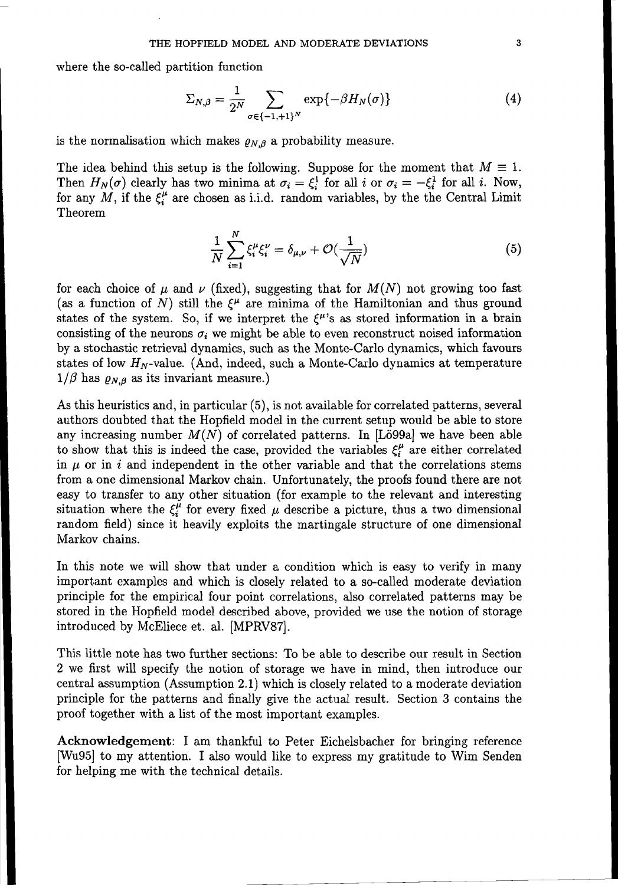where the so-called partition function

$$\Sigma_{N,\beta} = \frac{1}{2^N} \sum_{\sigma \in \{-1,+1\}^N} \exp\{-\beta H_N(\sigma)\} \tag{4}$$

is the normalisation which makes $\varrho_{N,\beta}$ a probability measure.

The idea behind this setup is the following. Suppose for the moment that $M \equiv 1$. Then $H_N(\sigma)$ clearly has two minima at $\sigma_i = \xi_i^1$ for all $i$ or $\sigma_i = -\xi_i^1$ for all $i$. Now, for any $M$, if the $\xi_i^\mu$ are chosen as i.i.d. random variables, by the the Central Limit Theorem

$$\frac{1}{N} \sum_{i=1}^{N} \xi_i^\mu \xi_i^\nu = \delta_{\mu,\nu} + \mathcal{O}(\frac{1}{\sqrt{N}}) \tag{5}$$

for each choice of $\mu$ and $\nu$ (fixed), suggesting that for $M(N)$ not growing too fast (as a function of $N$) still the $\xi^\mu$ are minima of the Hamiltonian and thus ground states of the system. So, if we interpret the $\xi^\mu$'s as stored information in a brain consisting of the neurons $\sigma_i$ we might be able to even reconstruct noised information by a stochastic retrieval dynamics, such as the Monte-Carlo dynamics, which favours states of low $H_N$-value. (And, indeed, such a Monte-Carlo dynamics at temperature $1/\beta$ has $\varrho_{N,\beta}$ as its invariant measure.)

As this heuristics and, in particular (5), is not available for correlated patterns, several authors doubted that the Hopfield model in the current setup would be able to store any increasing number $M(N)$ of correlated patterns. In [Lö99a] we have been able to show that this is indeed the case, provided the variables $\xi_i^\mu$ are either correlated in $\mu$ or in $i$ and independent in the other variable and that the correlations stems from a one dimensional Markov chain. Unfortunately, the proofs found there are not easy to transfer to any other situation (for example to the relevant and interesting situation where the $\xi_i^\mu$ for every fixed $\mu$ describe a picture, thus a two dimensional random field) since it heavily exploits the martingale structure of one dimensional Markov chains.

In this note we will show that under a condition which is easy to verify in many important examples and which is closely related to a so-called moderate deviation principle for the empirical four point correlations, also correlated patterns may be stored in the Hopfield model described above, provided we use the notion of storage introduced by McEliece et. al. [MPRV87].

This little note has two further sections: To be able to describe our result in Section 2 we first will specify the notion of storage we have in mind, then introduce our central assumption (Assumption 2.1) which is closely related to a moderate deviation principle for the patterns and finally give the actual result. Section 3 contains the proof together with a list of the most important examples.

**Acknowledgement**: I am thankful to Peter Eichelsbacher for bringing reference [Wu95] to my attention. I also would like to express my gratitude to Wim Senden for helping me with the technical details.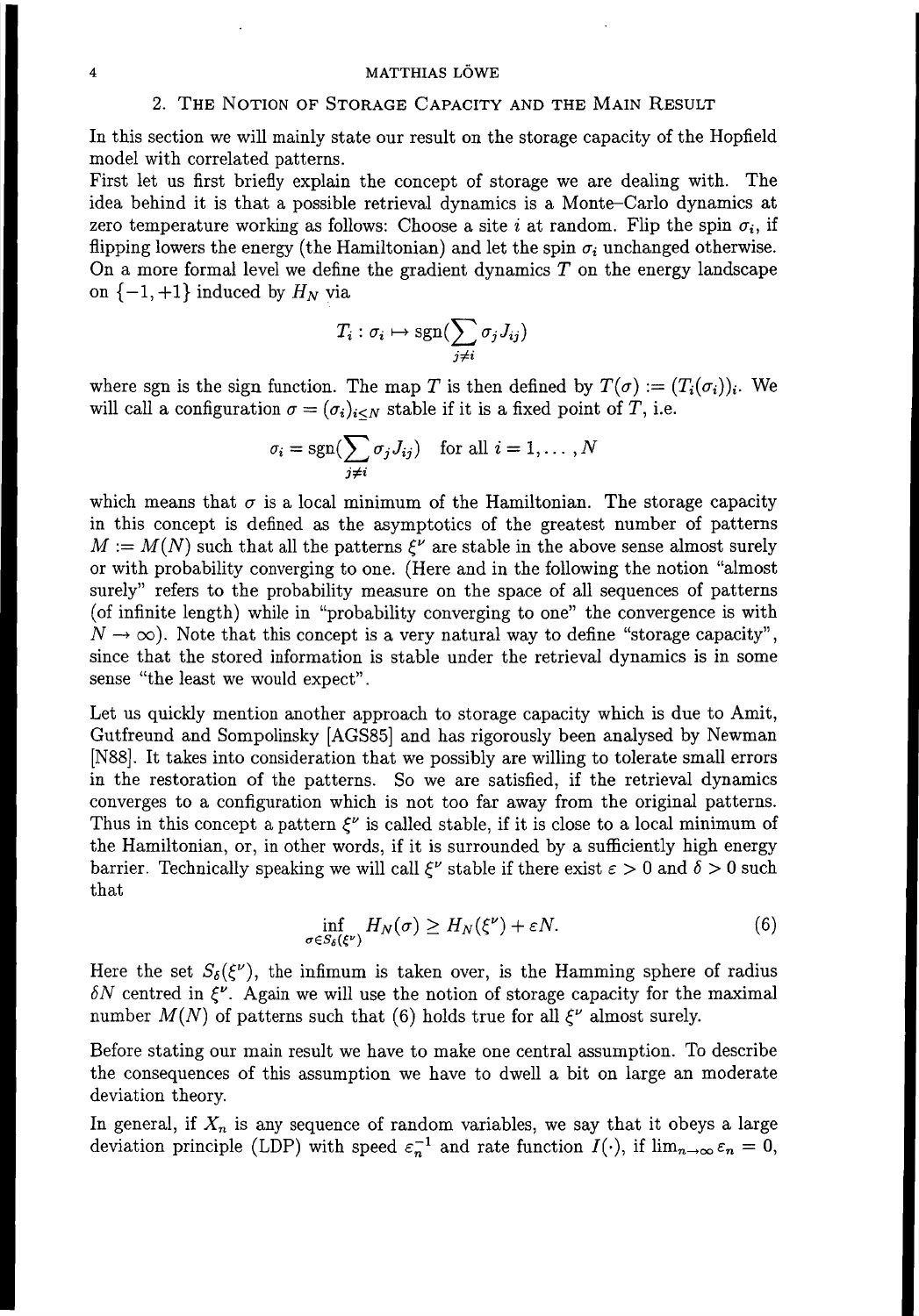## 2. The Notion of Storage Capacity and the Main Result

In this section we will mainly state our result on the storage capacity of the Hopfield model with correlated patterns.

First let us first briefly explain the concept of storage we are dealing with. The idea behind it is that a possible retrieval dynamics is a Monte–Carlo dynamics at zero temperature working as follows: Choose a site $i$ at random. Flip the spin $\sigma_i$, if flipping lowers the energy (the Hamiltonian) and let the spin $\sigma_i$ unchanged otherwise. On a more formal level we define the gradient dynamics $T$ on the energy landscape on $\{-1, +1\}$ induced by $H_N$ via

$$T_i : \sigma_i \mapsto \operatorname{sgn}(\sum_{j \neq i} \sigma_j J_{ij})$$

where sgn is the sign function. The map $T$ is then defined by $T(\sigma) := (T_i(\sigma_i))_i$. We will call a configuration $\sigma = (\sigma_i)_{i \leq N}$ stable if it is a fixed point of $T$, i.e.

$$\sigma_i = \operatorname{sgn}(\sum_{j \neq i} \sigma_j J_{ij}) \quad \text{for all } i = 1, \dots, N$$

which means that $\sigma$ is a local minimum of the Hamiltonian. The storage capacity in this concept is defined as the asymptotics of the greatest number of patterns $M := M(N)$ such that all the patterns $\xi^\nu$ are stable in the above sense almost surely or with probability converging to one. (Here and in the following the notion "almost surely" refers to the probability measure on the space of all sequences of patterns (of infinite length) while in "probability converging to one" the convergence is with $N \to \infty$). Note that this concept is a very natural way to define "storage capacity", since that the stored information is stable under the retrieval dynamics is in some sense "the least we would expect".

Let us quickly mention another approach to storage capacity which is due to Amit, Gutfreund and Sompolinsky [AGS85] and has rigorously been analysed by Newman [N88]. It takes into consideration that we possibly are willing to tolerate small errors in the restoration of the patterns. So we are satisfied, if the retrieval dynamics converges to a configuration which is not too far away from the original patterns. Thus in this concept a pattern $\xi^\nu$ is called stable, if it is close to a local minimum of the Hamiltonian, or, in other words, if it is surrounded by a sufficiently high energy barrier. Technically speaking we will call $\xi^\nu$ stable if there exist $\varepsilon > 0$ and $\delta > 0$ such that

$$\inf_{\sigma \in S_\delta(\xi^\nu)} H_N(\sigma) \geq H_N(\xi^\nu) + \varepsilon N. \tag{6}$$

Here the set $S_\delta(\xi^\nu)$, the infimum is taken over, is the Hamming sphere of radius $\delta N$ centred in $\xi^\nu$. Again we will use the notion of storage capacity for the maximal number $M(N)$ of patterns such that (6) holds true for all $\xi^\nu$ almost surely.

Before stating our main result we have to make one central assumption. To describe the consequences of this assumption we have to dwell a bit on large an moderate deviation theory.

In general, if $X_n$ is any sequence of random variables, we say that it obeys a large deviation principle (LDP) with speed $\varepsilon_n^{-1}$ and rate function $I(\cdot)$, if $\lim_{n \to \infty} \varepsilon_n = 0$,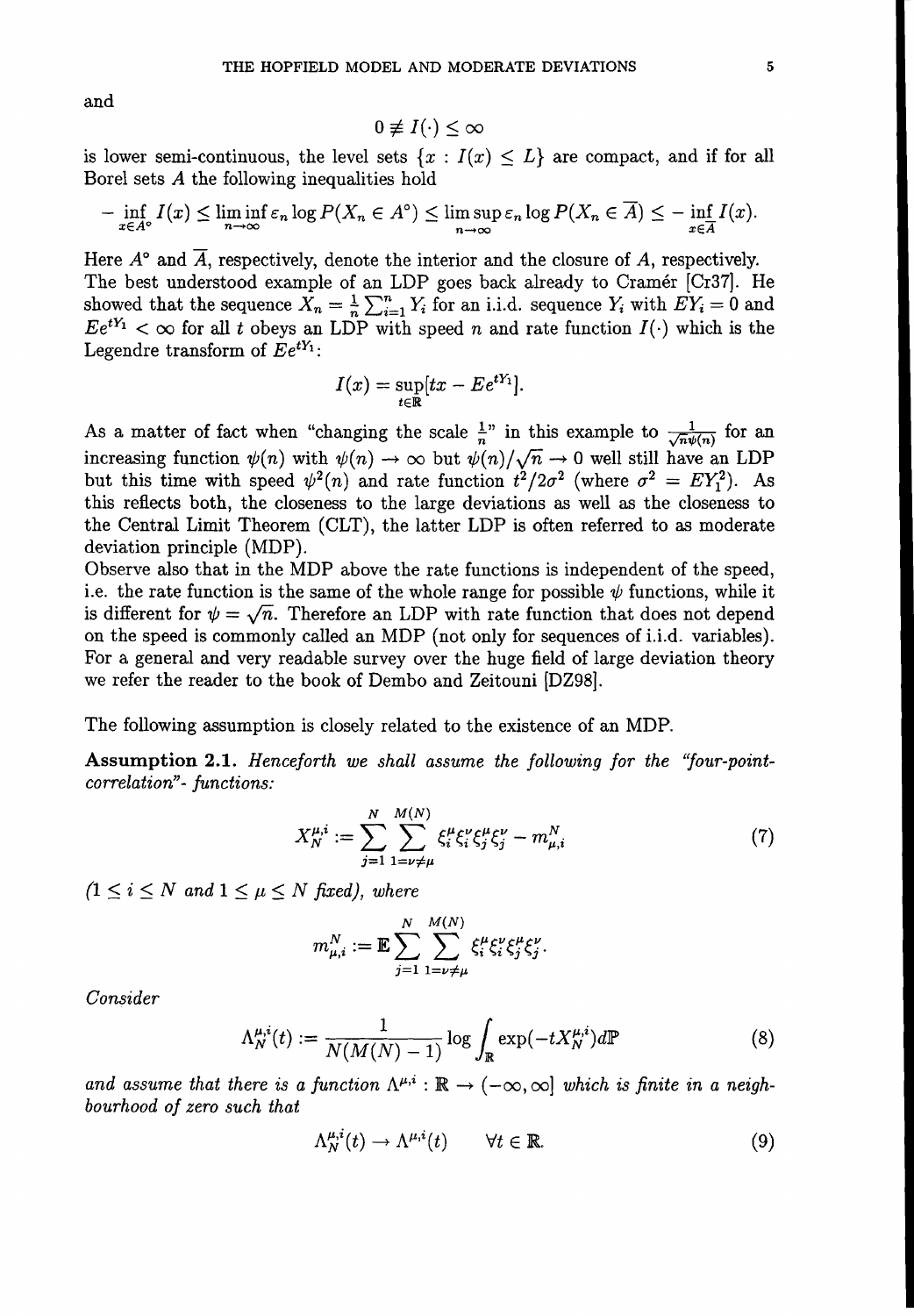and

$$0 \not\equiv I(\cdot) \leq \infty$$

is lower semi-continuous, the level sets $\{x : I(x) \leq L\}$ are compact, and if for all Borel sets $A$ the following inequalities hold

$$-\inf_{x \in A^\circ} I(x) \leq \liminf_{n \to \infty} \varepsilon_n \log P(X_n \in A^\circ) \leq \limsup_{n \to \infty} \varepsilon_n \log P(X_n \in \overline{A}) \leq -\inf_{x \in \overline{A}} I(x).$$

Here $A^\circ$ and $\overline{A}$, respectively, denote the interior and the closure of $A$, respectively. The best understood example of an LDP goes back already to Cramér [Cr37]. He showed that the sequence $X_n = \frac{1}{n}\sum_{i=1}^n Y_i$ for an i.i.d. sequence $Y_i$ with $EY_i = 0$ and $Ee^{tY_1} < \infty$ for all $t$ obeys an LDP with speed $n$ and rate function $I(\cdot)$ which is the Legendre transform of $Ee^{tY_1}$:

$$I(x) = \sup_{t \in \mathbb{R}} [tx - Ee^{tY_1}].$$

As a matter of fact when "changing the scale $\frac{1}{n}$" in this example to $\frac{1}{\sqrt{n}\psi(n)}$ for an increasing function $\psi(n)$ with $\psi(n) \to \infty$ but $\psi(n)/\sqrt{n} \to 0$ well still have an LDP but this time with speed $\psi^2(n)$ and rate function $t^2/2\sigma^2$ (where $\sigma^2 = EY_1^2$). As this reflects both, the closeness to the large deviations as well as the closeness to the Central Limit Theorem (CLT), the latter LDP is often referred to as moderate deviation principle (MDP).

Observe also that in the MDP above the rate functions is independent of the speed, i.e. the rate function is the same of the whole range for possible $\psi$ functions, while it is different for $\psi = \sqrt{n}$. Therefore an LDP with rate function that does not depend on the speed is commonly called an MDP (not only for sequences of i.i.d. variables). For a general and very readable survey over the huge field of large deviation theory we refer the reader to the book of Dembo and Zeitouni [DZ98].

The following assumption is closely related to the existence of an MDP.

**Assumption 2.1.** *Henceforth we shall assume the following for the "four-point-correlation"- functions:*

$$X_N^{\mu,i} := \sum_{j=1}^{N} \sum_{1=\nu\neq\mu}^{M(N)} \xi_i^\mu \xi_i^\nu \xi_j^\mu \xi_j^\nu - m_{\mu,i}^N \tag{7}$$

*($1 \leq i \leq N$ and $1 \leq \mu \leq N$ fixed), where*

$$m_{\mu,i}^N := \mathbb{E} \sum_{j=1}^{N} \sum_{1=\nu\neq\mu}^{M(N)} \xi_i^\mu \xi_i^\nu \xi_j^\mu \xi_j^\nu.$$

*Consider*

$$\Lambda_N^{\mu,i}(t) := \frac{1}{N(M(N)-1)} \log \int_{\mathbb{R}} \exp(-tX_N^{\mu,i}) d\mathbb{P} \tag{8}$$

*and assume that there is a function $\Lambda^{\mu,i} : \mathbb{R} \to (-\infty, \infty]$ which is finite in a neighbourhood of zero such that*

$$\Lambda_N^{\mu,i}(t) \to \Lambda^{\mu,i}(t) \qquad \forall t \in \mathbb{R}. \tag{9}$$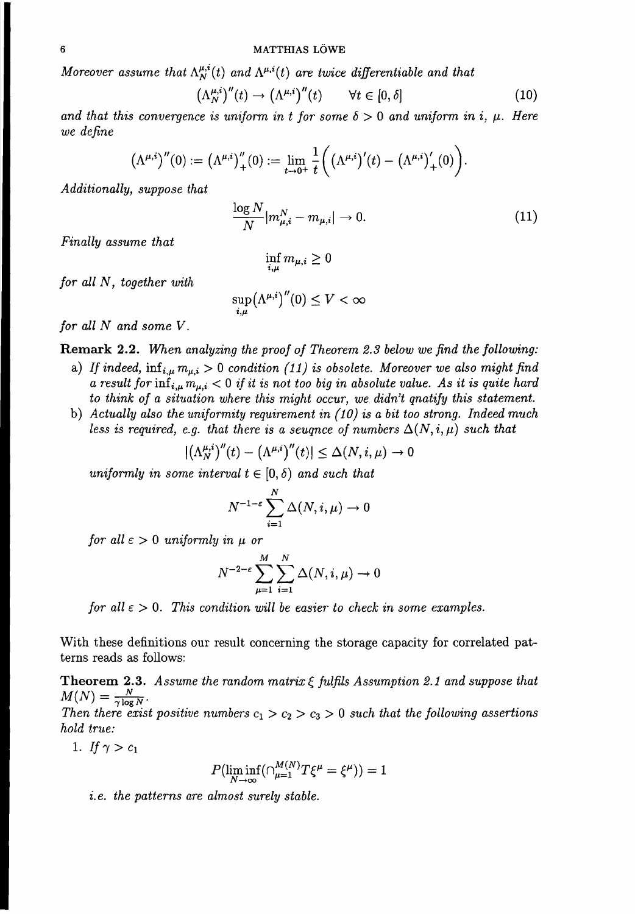*Moreover assume that $\Lambda_N^{\mu,i}(t)$ and $\Lambda^{\mu,i}(t)$ are twice differentiable and that*

$$\left(\Lambda_N^{\mu,i}\right)''(t) \to \left(\Lambda^{\mu,i}\right)''(t) \qquad \forall t \in [0, \delta] \tag{10}$$

*and that this convergence is uniform in $t$ for some $\delta > 0$ and uniform in $i$, $\mu$. Here we define*

$$\left(\Lambda^{\mu,i}\right)''(0) := \left(\Lambda^{\mu,i}\right)''_+(0) := \lim_{t \to 0+} \frac{1}{t}\left( \left(\Lambda^{\mu,i}\right)'(t) - \left(\Lambda^{\mu,i}\right)'_+(0) \right).$$

*Additionally, suppose that*

$$\frac{\log N}{N} |m_{\mu,i}^N - m_{\mu,i}| \to 0. \tag{11}$$

*Finally assume that*

$$\inf_{i,\mu} m_{\mu,i} \geq 0$$

*for all $N$, together with*

$$\sup_{i,\mu} \left(\Lambda^{\mu,i}\right)''(0) \leq V < \infty$$

*for all $N$ and some $V$.*

**Remark 2.2.** *When analyzing the proof of Theorem 2.3 below we find the following:*

a) *If indeed, $\inf_{i,\mu} m_{\mu,i} > 0$ condition (11) is obsolete. Moreover we also might find a result for $\inf_{i,\mu} m_{\mu,i} < 0$ if it is not too big in absolute value. As it is quite hard to think of a situation where this might occur, we didn't qnatify this statement.*

b) *Actually also the uniformity requirement in (10) is a bit too strong. Indeed much less is required, e.g. that there is a seuqnce of numbers $\Delta(N, i, \mu)$ such that*

$$|\left(\Lambda_N^{\mu,i}\right)''(t) - \left(\Lambda^{\mu,i}\right)''(t)| \leq \Delta(N, i, \mu) \to 0$$

*uniformly in some interval $t \in [0, \delta)$ and such that*

$$N^{-1-\varepsilon} \sum_{i=1}^{N} \Delta(N, i, \mu) \to 0$$

*for all $\varepsilon > 0$ uniformly in $\mu$ or*

$$N^{-2-\varepsilon} \sum_{\mu=1}^{M} \sum_{i=1}^{N} \Delta(N, i, \mu) \to 0$$

*for all $\varepsilon > 0$. This condition will be easier to check in some examples.*

With these definitions our result concerning the storage capacity for correlated patterns reads as follows:

**Theorem 2.3.** *Assume the random matrix $\xi$ fulfils Assumption 2.1 and suppose that $M(N) = \frac{N}{\gamma \log N}$.*
*Then there exist positive numbers $c_1 > c_2 > c_3 > 0$ such that the following assertions hold true:*

1. *If $\gamma > c_1$*

$$P(\liminf_{N \to \infty} (\cap_{\mu=1}^{M(N)} T\xi^\mu = \xi^\mu)) = 1$$

*i.e. the patterns are almost surely stable.*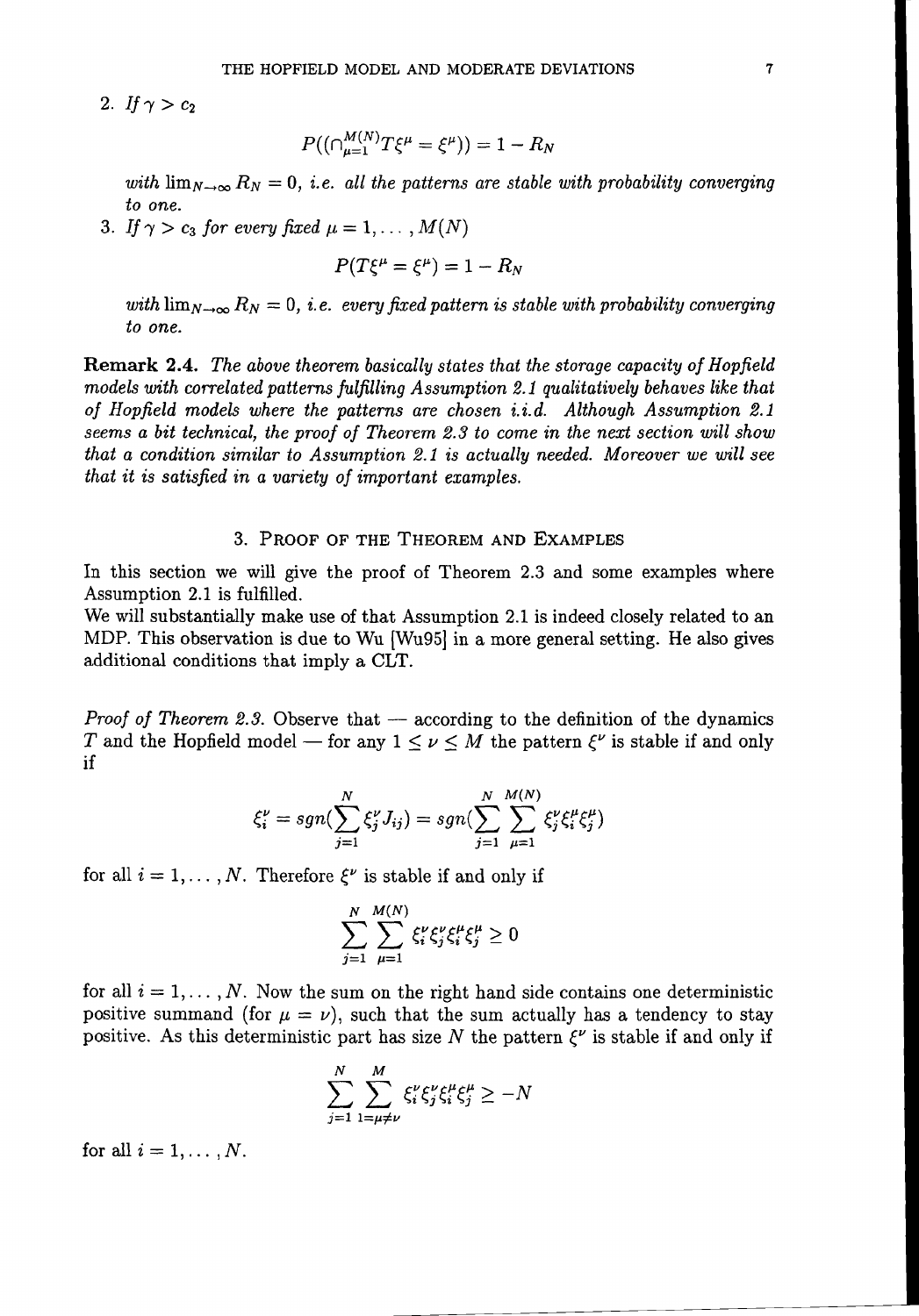2. *If* $\gamma > c_2$

$$P((\cap_{\mu=1}^{M(N)} T\xi^\mu = \xi^\mu)) = 1 - R_N$$

*with* $\lim_{N\to\infty} R_N = 0$*, i.e. all the patterns are stable with probability converging to one.*

3. *If* $\gamma > c_3$ *for every fixed* $\mu = 1, \dots, M(N)$

$$P(T\xi^\mu = \xi^\mu) = 1 - R_N$$

*with* $\lim_{N\to\infty} R_N = 0$*, i.e. every fixed pattern is stable with probability converging to one.*

**Remark 2.4.** *The above theorem basically states that the storage capacity of Hopfield models with correlated patterns fulfilling Assumption 2.1 qualitatively behaves like that of Hopfield models where the patterns are chosen i.i.d. Although Assumption 2.1 seems a bit technical, the proof of Theorem 2.3 to come in the next section will show that a condition similar to Assumption 2.1 is actually needed. Moreover we will see that it is satisfied in a variety of important examples.*

## 3. Proof of the Theorem and Examples

In this section we will give the proof of Theorem 2.3 and some examples where Assumption 2.1 is fulfilled.
We will substantially make use of that Assumption 2.1 is indeed closely related to an MDP. This observation is due to Wu [Wu95] in a more general setting. He also gives additional conditions that imply a CLT.

*Proof of Theorem 2.3.* Observe that — according to the definition of the dynamics $T$ and the Hopfield model — for any $1 \le \nu \le M$ the pattern $\xi^\nu$ is stable if and only if

$$\xi_i^\nu = sgn(\sum_{j=1}^N \xi_j^\nu J_{ij}) = sgn(\sum_{j=1}^N \sum_{\mu=1}^{M(N)} \xi_j^\nu \xi_i^\mu \xi_j^\mu)$$

for all $i = 1, \dots, N$. Therefore $\xi^\nu$ is stable if and only if

$$\sum_{j=1}^N \sum_{\mu=1}^{M(N)} \xi_i^\nu \xi_j^\nu \xi_i^\mu \xi_j^\mu \ge 0$$

for all $i = 1, \dots, N$. Now the sum on the right hand side contains one deterministic positive summand (for $\mu = \nu$), such that the sum actually has a tendency to stay positive. As this deterministic part has size $N$ the pattern $\xi^\nu$ is stable if and only if

$$\sum_{j=1}^N \sum_{1=\mu\neq\nu}^{M} \xi_i^\nu \xi_j^\nu \xi_i^\mu \xi_j^\mu \ge -N$$

for all $i = 1, \dots, N$.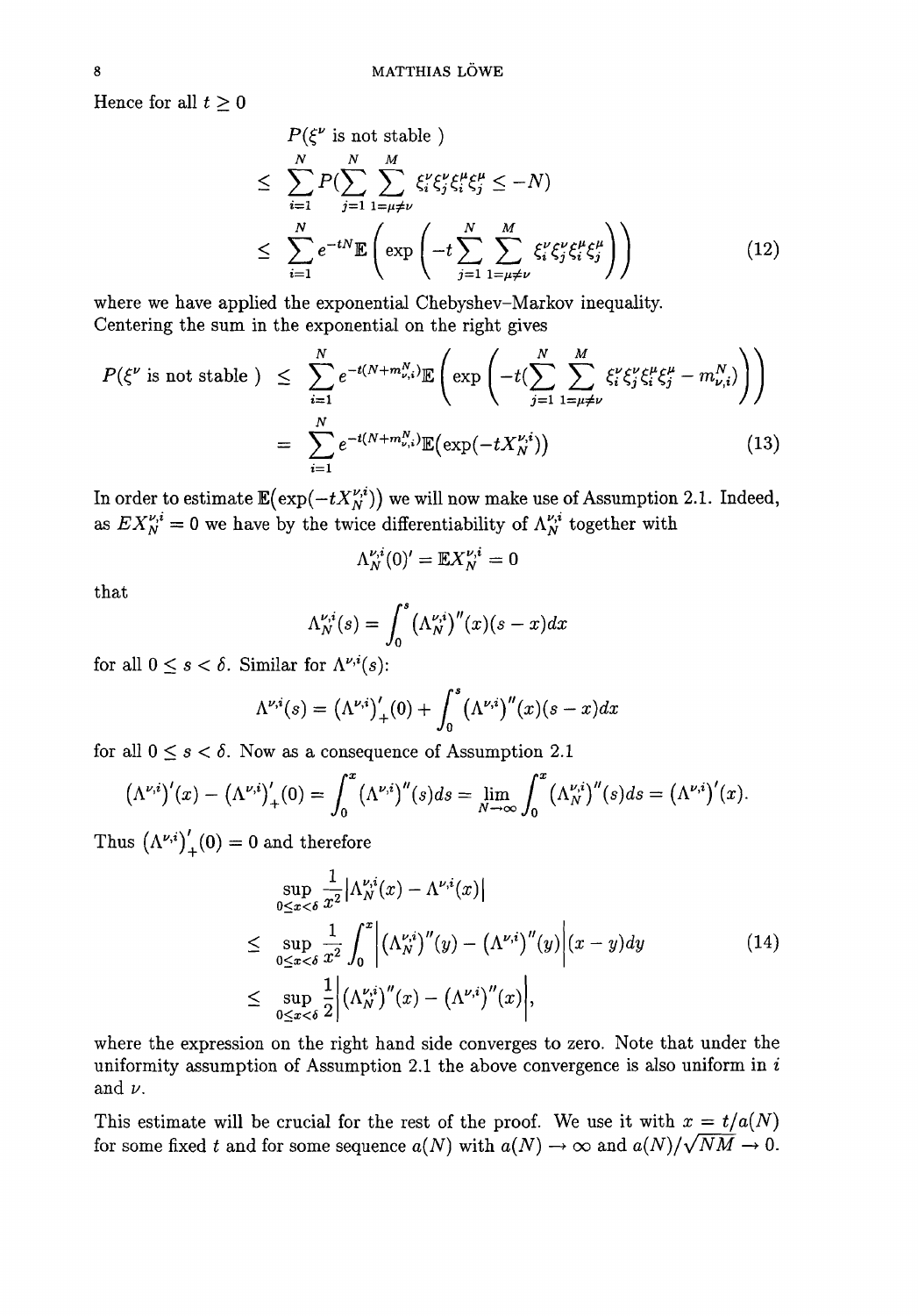Hence for all $t \geq 0$

$$
\begin{aligned}
& P(\xi^\nu \text{ is not stable }) \\
\leq & \sum_{i=1}^N P(\sum_{j=1}^N \sum_{1=\mu\neq\nu}^M \xi_i^\nu \xi_j^\nu \xi_i^\mu \xi_j^\mu \leq -N) \\
\leq & \sum_{i=1}^N e^{-tN} \mathbb{E}\left(\exp\left(-t \sum_{j=1}^N \sum_{1=\mu\neq\nu}^M \xi_i^\nu \xi_j^\nu \xi_i^\mu \xi_j^\mu\right)\right) \qquad (12)
\end{aligned}
$$

where we have applied the exponential Chebyshev–Markov inequality.
Centering the sum in the exponential on the right gives

$$
\begin{aligned}
P(\xi^\nu \text{ is not stable }) & \leq \sum_{i=1}^N e^{-t(N+m_{\nu,i}^N)} \mathbb{E}\left(\exp\left(-t(\sum_{j=1}^N \sum_{1=\mu\neq\nu}^M \xi_i^\nu \xi_j^\nu \xi_i^\mu \xi_j^\mu - m_{\nu,i}^N)\right)\right) \\
& = \sum_{i=1}^N e^{-t(N+m_{\nu,i}^N)} \mathbb{E}(\exp(-tX_N^{\nu,i})) \qquad (13)
\end{aligned}
$$

In order to estimate $\mathbb{E}(\exp(-tX_N^{\nu,i}))$ we will now make use of Assumption 2.1. Indeed, as $EX_N^{\nu,i} = 0$ we have by the twice differentiability of $\Lambda_N^{\nu,i}$ together with

$$\Lambda_N^{\nu,i}(0)' = \mathbb{E}X_N^{\nu,i} = 0$$

that

$$\Lambda_N^{\nu,i}(s) = \int_0^s (\Lambda_N^{\nu,i})''(x)(s-x)dx$$

for all $0 \leq s < \delta$. Similar for $\Lambda^{\nu,i}(s)$:

$$\Lambda^{\nu,i}(s) = (\Lambda^{\nu,i})'_+(0) + \int_0^s (\Lambda^{\nu,i})''(x)(s-x)dx$$

for all $0 \leq s < \delta$. Now as a consequence of Assumption 2.1

$$(\Lambda^{\nu,i})'(x) - (\Lambda^{\nu,i})'_+(0) = \int_0^x (\Lambda^{\nu,i})''(s)ds = \lim_{N\to\infty} \int_0^x (\Lambda_N^{\nu,i})''(s)ds = (\Lambda^{\nu,i})'(x).$$

Thus $(\Lambda^{\nu,i})'_+(0) = 0$ and therefore

$$
\begin{aligned}
& \sup_{0\leq x<\delta} \frac{1}{x^2} |\Lambda_N^{\nu,i}(x) - \Lambda^{\nu,i}(x)| \\
\leq & \sup_{0\leq x<\delta} \frac{1}{x^2} \int_0^x \left|(\Lambda_N^{\nu,i})''(y) - (\Lambda^{\nu,i})''(y)\right|(x-y)dy \qquad (14) \\
\leq & \sup_{0\leq x<\delta} \frac{1}{2} \left|(\Lambda_N^{\nu,i})''(x) - (\Lambda^{\nu,i})''(x)\right|,
\end{aligned}
$$

where the expression on the right hand side converges to zero. Note that under the uniformity assumption of Assumption 2.1 the above convergence is also uniform in $i$ and $\nu$.

This estimate will be crucial for the rest of the proof. We use it with $x = t/a(N)$ for some fixed $t$ and for some sequence $a(N)$ with $a(N) \to \infty$ and $a(N)/\sqrt{NM} \to 0$.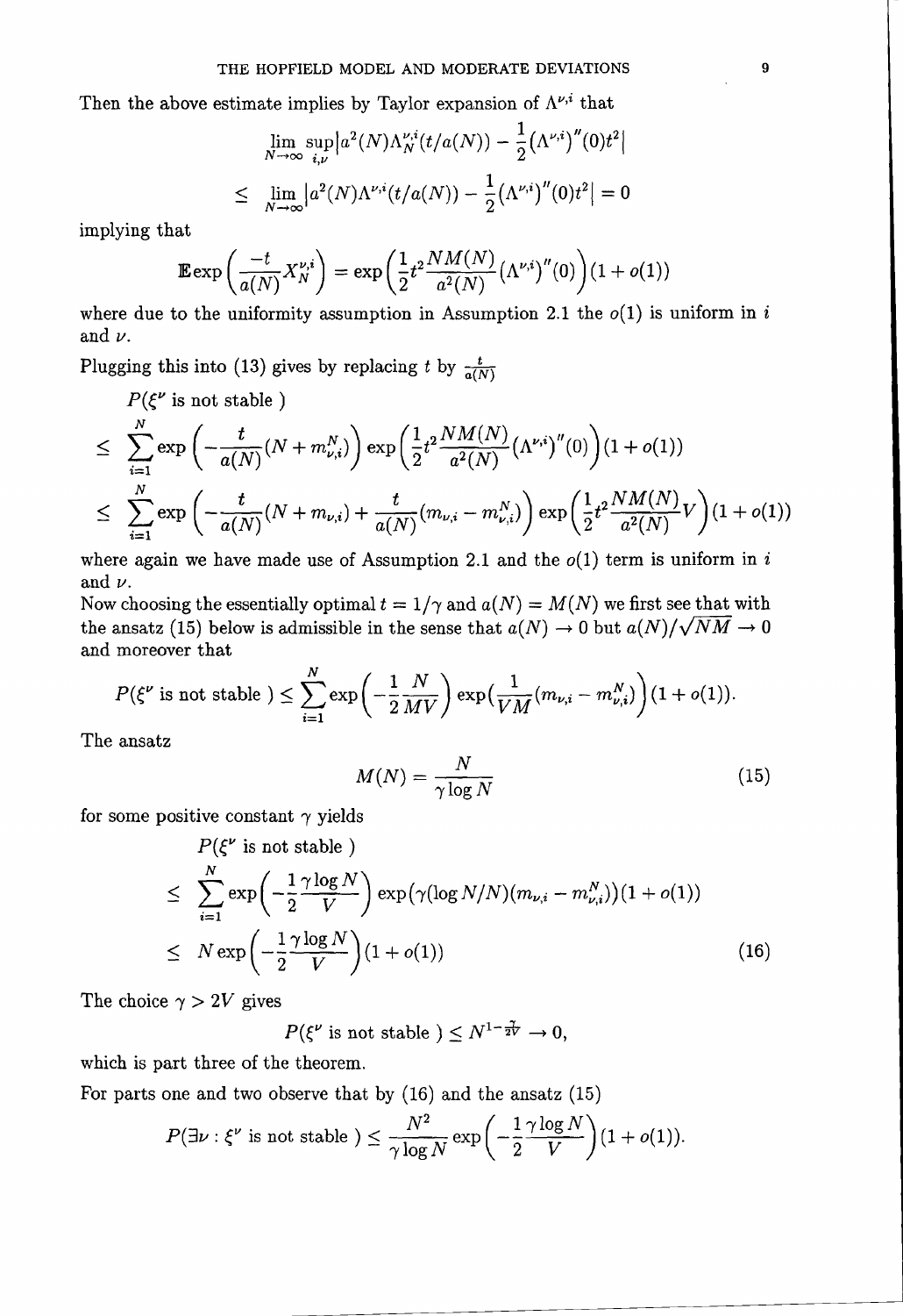Then the above estimate implies by Taylor expansion of $\Lambda^{\nu,i}$ that

$$
\begin{aligned}
&\lim_{N\to\infty} \sup_{i,\nu} \left| a^2(N)\Lambda_N^{\nu,i}(t/a(N)) - \frac{1}{2}(\Lambda^{\nu,i})''(0)t^2 \right| \\
\leq\ & \lim_{N\to\infty} \left| a^2(N)\Lambda^{\nu,i}(t/a(N)) - \frac{1}{2}(\Lambda^{\nu,i})''(0)t^2 \right| = 0
\end{aligned}
$$

implying that

$$
\mathbb{E}\exp\Big(\frac{-t}{a(N)}X_N^{\nu,i}\Big) = \exp\Big(\frac{1}{2}t^2\frac{NM(N)}{a^2(N)}(\Lambda^{\nu,i})''(0)\Big)(1+o(1))
$$

where due to the uniformity assumption in Assumption 2.1 the $o(1)$ is uniform in $i$ and $\nu$.

Plugging this into (13) gives by replacing $t$ by $\frac{t}{a(N)}$

$$
\begin{aligned}
&P(\xi^\nu \text{ is not stable }) \\
\leq\ & \sum_{i=1}^N \exp\Big(-\frac{t}{a(N)}(N+m_{\nu,i}^N)\Big)\exp\Big(\frac{1}{2}t^2\frac{NM(N)}{a^2(N)}(\Lambda^{\nu,i})''(0)\Big)(1+o(1)) \\
\leq\ & \sum_{i=1}^N \exp\Big(-\frac{t}{a(N)}(N+m_{\nu,i}) + \frac{t}{a(N)}(m_{\nu,i}-m_{\nu,i}^N)\Big)\exp\Big(\frac{1}{2}t^2\frac{NM(N)}{a^2(N)}V\Big)(1+o(1))
\end{aligned}
$$

where again we have made use of Assumption 2.1 and the $o(1)$ term is uniform in $i$ and $\nu$.

Now choosing the essentially optimal $t = 1/\gamma$ and $a(N) = M(N)$ we first see that with the ansatz (15) below is admissible in the sense that $a(N) \to 0$ but $a(N)/\sqrt{NM} \to 0$ and moreover that

$$
P(\xi^\nu \text{ is not stable }) \leq \sum_{i=1}^N \exp\Big(-\frac{1}{2}\frac{N}{MV}\Big)\exp\Big(\frac{1}{VM}(m_{\nu,i}-m_{\nu,i}^N)\Big)(1+o(1)).
$$

The ansatz

$$
M(N) = \frac{N}{\gamma \log N} \tag{15}
$$

for some positive constant $\gamma$ yields

$$
\begin{aligned}
&P(\xi^\nu \text{ is not stable }) \\
\leq\ & \sum_{i=1}^N \exp\Big(-\frac{1}{2}\frac{\gamma\log N}{V}\Big)\exp(\gamma(\log N/N)(m_{\nu,i}-m_{\nu,i}^N))(1+o(1)) \\
\leq\ & N\exp\Big(-\frac{1}{2}\frac{\gamma\log N}{V}\Big)(1+o(1))
\end{aligned} \tag{16}
$$

The choice $\gamma > 2V$ gives

$$
P(\xi^\nu \text{ is not stable }) \leq N^{1-\frac{\gamma}{2V}} \to 0,
$$

which is part three of the theorem.

For parts one and two observe that by (16) and the ansatz (15)

$$
P(\exists \nu : \xi^\nu \text{ is not stable }) \leq \frac{N^2}{\gamma\log N}\exp\Big(-\frac{1}{2}\frac{\gamma\log N}{V}\Big)(1+o(1)).
$$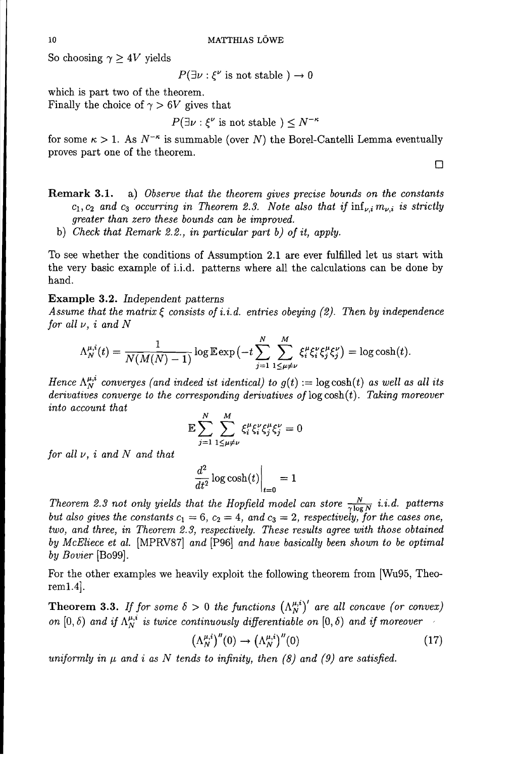So choosing $\gamma \geq 4V$ yields

$$P(\exists \nu : \xi^\nu \text{ is not stable }) \to 0$$

which is part two of the theorem.
Finally the choice of $\gamma > 6V$ gives that

$$P(\exists \nu : \xi^\nu \text{ is not stable }) \leq N^{-\kappa}$$

for some $\kappa > 1$. As $N^{-\kappa}$ is summable (over $N$) the Borel-Cantelli Lemma eventually proves part one of the theorem.

□

**Remark 3.1.** a) *Observe that the theorem gives precise bounds on the constants $c_1, c_2$ and $c_3$ occurring in Theorem 2.3. Note also that if $\inf_{\nu,i} m_{\nu,i}$ is strictly greater than zero these bounds can be improved.*

b) *Check that Remark 2.2., in particular part b) of it, apply.*

To see whether the conditions of Assumption 2.1 are ever fulfilled let us start with the very basic example of i.i.d. patterns where all the calculations can be done by hand.

**Example 3.2.** *Independent patterns*
*Assume that the matrix $\xi$ consists of i.i.d. entries obeying (2). Then by independence for all $\nu$, $i$ and $N$*

$$\Lambda_N^{\mu,i}(t) = \frac{1}{N(M(N)-1)} \log \mathbb{E} \exp\left(-t \sum_{j=1}^{N} \sum_{1 \leq \mu \neq \nu}^{M} \xi_i^\mu \xi_i^\nu \xi_j^\mu \xi_j^\nu\right) = \log\cosh(t).$$

*Hence $\Lambda_N^{\mu,i}$ converges (and indeed ist identical) to $g(t) := \log\cosh(t)$ as well as all its derivatives converge to the corresponding derivatives of $\log\cosh(t)$. Taking moreover into account that*

$$\mathbb{E} \sum_{j=1}^{N} \sum_{1 \leq \mu \neq \nu}^{M} \xi_i^\mu \xi_i^\nu \xi_j^\mu \xi_j^\nu = 0$$

*for all $\nu$, $i$ and $N$ and that*

$$\frac{d^2}{dt^2} \log\cosh(t)\Big|_{t=0} = 1$$

*Theorem 2.3 not only yields that the Hopfield model can store $\frac{N}{\gamma \log N}$ i.i.d. patterns but also gives the constants $c_1 = 6$, $c_2 = 4$, and $c_3 = 2$, respectively, for the cases one, two, and three, in Theorem 2.3, respectively. These results agree with those obtained by McEliece et al. [MPRV87] and [P96] and have basically been shown to be optimal by Bovier [Bo99].*

For the other examples we heavily exploit the following theorem from [Wu95, Theorem1.4].

**Theorem 3.3.** *If for some $\delta > 0$ the functions $(\Lambda_N^{\mu,i})'$ are all concave (or convex) on $[0, \delta)$ and if $\Lambda_N^{\mu,i}$ is twice continuously differentiable on $[0, \delta)$ and if moreover*

$$(\Lambda_N^{\mu,i})''(0) \to (\Lambda_N^{\mu,i})''(0) \tag{17}$$

*uniformly in $\mu$ and $i$ as $N$ tends to infinity, then (8) and (9) are satisfied.*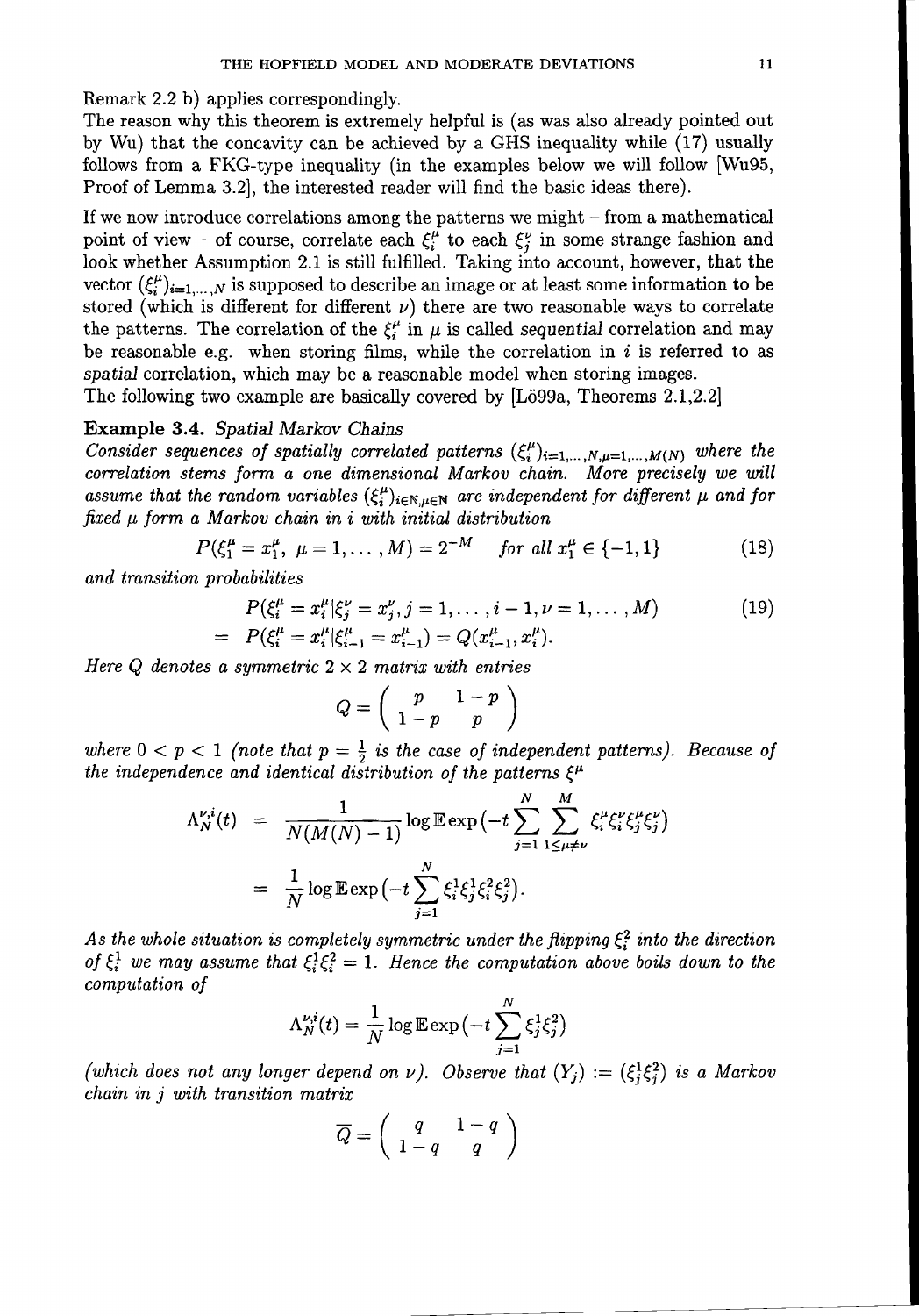Remark 2.2 b) applies correspondingly.

The reason why this theorem is extremely helpful is (as was also already pointed out by Wu) that the concavity can be achieved by a GHS inequality while (17) usually follows from a FKG-type inequality (in the examples below we will follow [Wu95, Proof of Lemma 3.2], the interested reader will find the basic ideas there).

If we now introduce correlations among the patterns we might – from a mathematical point of view – of course, correlate each $\xi_i^\mu$ to each $\xi_j^\nu$ in some strange fashion and look whether Assumption 2.1 is still fulfilled. Taking into account, however, that the vector $(\xi_i^\mu)_{i=1,\dots,N}$ is supposed to describe an image or at least some information to be stored (which is different for different $\nu$) there are two reasonable ways to correlate the patterns. The correlation of the $\xi_i^\mu$ in $\mu$ is called *sequential* correlation and may be reasonable e.g. when storing films, while the correlation in $i$ is referred to as *spatial* correlation, which may be a reasonable model when storing images.

The following two example are basically covered by [Lö99a, Theorems 2.1,2.2]

**Example 3.4.** *Spatial Markov Chains*

*Consider sequences of spatially correlated patterns $(\xi_i^\mu)_{i=1,\dots,N,\mu=1,\dots,M(N)}$ where the correlation stems form a one dimensional Markov chain. More precisely we will assume that the random variables $(\xi_i^\mu)_{i\in\mathbb{N},\mu\in\mathbb{N}}$ are independent for different $\mu$ and for fixed $\mu$ form a Markov chain in $i$ with initial distribution*

$$P(\xi_1^\mu = x_1^\mu,\ \mu = 1,\dots,M) = 2^{-M} \quad \text{for all } x_1^\mu \in \{-1,1\} \tag{18}$$

*and transition probabilities*

$$\begin{aligned} & P(\xi_i^\mu = x_i^\mu | \xi_j^\nu = x_j^\nu, j = 1,\dots,i-1, \nu = 1,\dots,M) \\ = \ & P(\xi_i^\mu = x_i^\mu | \xi_{i-1}^\mu = x_{i-1}^\mu) = Q(x_{i-1}^\mu, x_i^\mu). \end{aligned} \tag{19}$$

*Here $Q$ denotes a symmetric $2\times 2$ matrix with entries*

$$Q = \begin{pmatrix} p & 1-p \\ 1-p & p \end{pmatrix}$$

*where $0 < p < 1$ (note that $p = \frac{1}{2}$ is the case of independent patterns). Because of the independence and identical distribution of the patterns $\xi^\mu$*

$$\begin{aligned} \Lambda_N^{\nu,i}(t) &= \frac{1}{N(M(N)-1)} \log \mathbb{E} \exp\big(-t \sum_{j=1}^N \sum_{1\le\mu\neq\nu}^M \xi_i^\mu \xi_i^\nu \xi_j^\mu \xi_j^\nu\big) \\ &= \frac{1}{N} \log \mathbb{E} \exp\big(-t \sum_{j=1}^N \xi_i^1 \xi_j^1 \xi_i^2 \xi_j^2\big). \end{aligned}$$

*As the whole situation is completely symmetric under the flipping $\xi_i^2$ into the direction of $\xi_i^1$ we may assume that $\xi_i^1 \xi_i^2 = 1$. Hence the computation above boils down to the computation of*

$$\Lambda_N^{\nu,i}(t) = \frac{1}{N} \log \mathbb{E} \exp\big(-t \sum_{j=1}^N \xi_j^1 \xi_j^2\big)$$

*(which does not any longer depend on $\nu$). Observe that $(Y_j) := (\xi_j^1 \xi_j^2)$ is a Markov chain in $j$ with transition matrix*

$$\overline{Q} = \begin{pmatrix} q & 1-q \\ 1-q & q \end{pmatrix}$$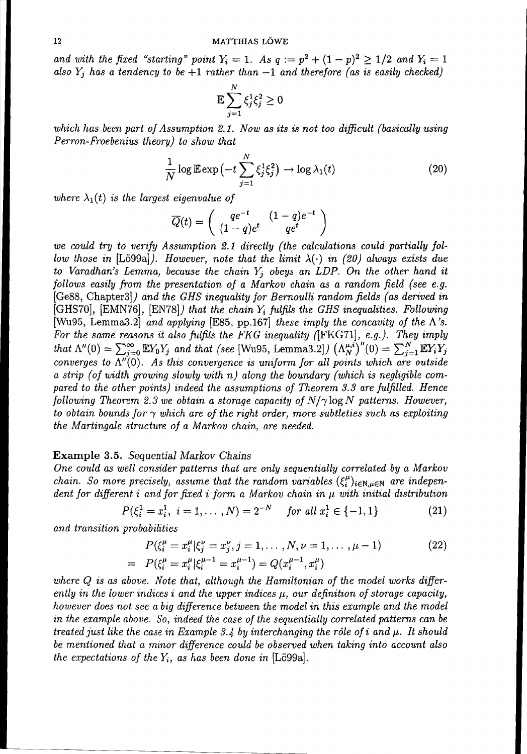*and with the fixed "starting" point $Y_i = 1$. As $q := p^2 + (1-p)^2 \geq 1/2$ and $Y_i = 1$ also $Y_j$ has a tendency to be $+1$ rather than $-1$ and therefore (as is easily checked)*

$$\mathbb{E} \sum_{j=1}^{N} \xi_j^1 \xi_j^2 \geq 0$$

*which has been part of Assumption 2.1. Now as its is not too difficult (basically using Perron-Froebenius theory) to show that*

$$\frac{1}{N} \log \mathbb{E} \exp\left(-t \sum_{j=1}^{N} \xi_j^1 \xi_j^2\right) \to \log \lambda_1(t) \tag{20}$$

*where $\lambda_1(t)$ is the largest eigenvalue of*

$$\overline{Q}(t) = \begin{pmatrix} qe^{-t} & (1-q)e^{-t} \\ (1-q)e^{t} & qe^{t} \end{pmatrix}$$

*we could try to verify Assumption 2.1 directly (the calculations could partially follow those in [Lö99a]). However, note that the limit $\lambda(\cdot)$ in (20) always exists due to Varadhan's Lemma, because the chain $Y_j$ obeys an LDP. On the other hand it follows easily from the presentation of a Markov chain as a random field (see e.g. [Ge88, Chapter3]) and the GHS inequality for Bernoulli random fields (as derived in [GHS70], [EMN76], [EN78]) that the chain $Y_i$ fulfils the GHS inequalities. Following [Wu95, Lemma3.2] and applying [E85, pp.167] these imply the concavity of the $\Lambda$'s. For the same reasons it also fulfils the FKG inequality ([FKG71], e.g.). They imply that $\Lambda''(0) = \sum_{j=0}^{\infty} \mathbb{E} Y_0 Y_j$ and that (see [Wu95, Lemma3.2]) $\left(\Lambda_N^{\mu,i}\right)''(0) = \sum_{j=1}^{N} \mathbb{E} Y_i Y_j$ converges to $\Lambda''(0)$. As this convergence is uniform for all points which are outside a strip (of width growing slowly with $n$) along the boundary (which is negligible compared to the other points) indeed the assumptions of Theorem 3.3 are fulfilled. Hence following Theorem 2.3 we obtain a storage capacity of $N/\gamma \log N$ patterns. However, to obtain bounds for $\gamma$ which are of the right order, more subtleties such as exploiting the Martingale structure of a Markov chain, are needed.*

**Example 3.5.** *Sequential Markov Chains*

*One could as well consider patterns that are only sequentially correlated by a Markov chain. So more precisely, assume that the random variables $(\xi_i^\mu)_{i \in \mathbb{N}, \mu \in \mathbb{N}}$ are independent for different $i$ and for fixed $i$ form a Markov chain in $\mu$ with initial distribution*

$$P(\xi_i^1 = x_i^1,\ i = 1, \ldots, N) = 2^{-N} \quad \text{for all } x_i^1 \in \{-1, 1\} \tag{21}$$

*and transition probabilities*

$$\begin{aligned} & P(\xi_i^\mu = x_i^\mu | \xi_j^\nu = x_j^\nu, j = 1, \ldots, N, \nu = 1, \ldots, \mu - 1) \\ = \ & P(\xi_i^\mu = x_i^\mu | \xi_i^{\mu-1} = x_i^{\mu-1}) = Q(x_i^{\mu-1}, x_i^\mu) \end{aligned} \tag{22}$$

*where $Q$ is as above. Note that, although the Hamiltonian of the model works differently in the lower indices $i$ and the upper indices $\mu$, our definition of storage capacity, however does not see a big difference between the model in this example and the model in the example above. So, indeed the case of the sequentially correlated patterns can be treated just like the case in Example 3.4 by interchanging the rôle of $i$ and $\mu$. It should be mentioned that a minor difference could be observed when taking into account also the expectations of the $Y_i$, as has been done in [Lö99a].*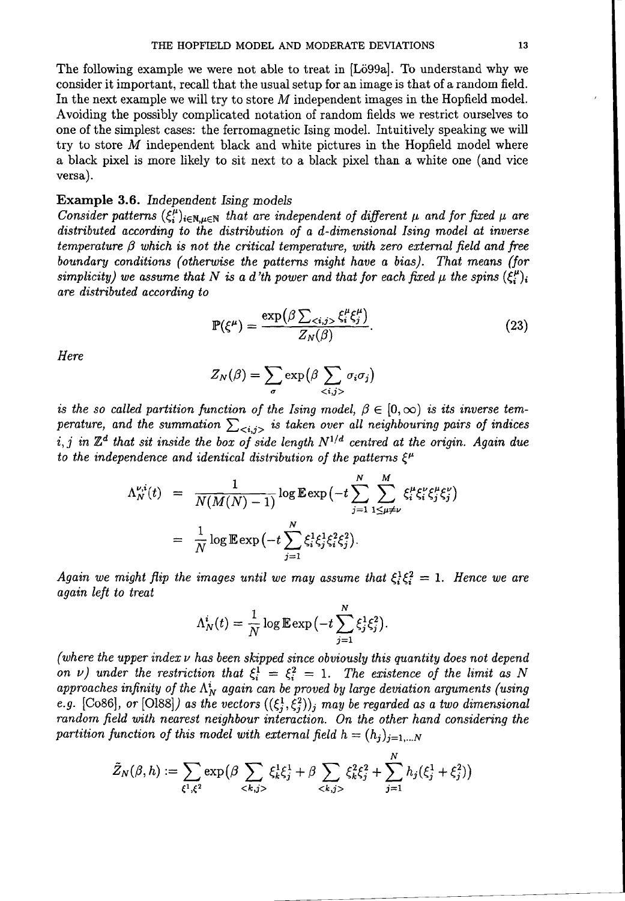The following example we were not able to treat in [Lö99a]. To understand why we consider it important, recall that the usual setup for an image is that of a random field. In the next example we will try to store $M$ independent images in the Hopfield model. Avoiding the possibly complicated notation of random fields we restrict ourselves to one of the simplest cases: the ferromagnetic Ising model. Intuitively speaking we will try to store $M$ independent black and white pictures in the Hopfield model where a black pixel is more likely to sit next to a black pixel than a white one (and vice versa).

**Example 3.6.** *Independent Ising models*
*Consider patterns $(\xi_i^\mu)_{i\in\mathbb{N},\mu\in\mathbb{N}}$ that are independent of different $\mu$ and for fixed $\mu$ are distributed according to the distribution of a d-dimensional Ising model at inverse temperature $\beta$ which is not the critical temperature, with zero external field and free boundary conditions (otherwise the patterns might have a bias). That means (for simplicity) we assume that $N$ is a d'th power and that for each fixed $\mu$ the spins $(\xi_i^\mu)_i$ are distributed according to*

$$\mathbb{P}(\xi^\mu) = \frac{\exp\left(\beta \sum_{<i,j>} \xi_i^\mu \xi_j^\mu\right)}{Z_N(\beta)}. \tag{23}$$

*Here*

$$Z_N(\beta) = \sum_\sigma \exp\left(\beta \sum_{<i,j>} \sigma_i \sigma_j\right)$$

*is the so called partition function of the Ising model, $\beta \in [0, \infty)$ is its inverse temperature, and the summation $\sum_{<i,j>}$ is taken over all neighbouring pairs of indices $i, j$ in $\mathbb{Z}^d$ that sit inside the box of side length $N^{1/d}$ centred at the origin. Again due to the independence and identical distribution of the patterns $\xi^\mu$*

$$\begin{aligned}
\Lambda_N^{\nu,i}(t) &= \frac{1}{N(M(N)-1)} \log \mathbb{E} \exp\left(-t \sum_{j=1}^N \sum_{1 \le \mu \ne \nu}^{M} \xi_i^\mu \xi_i^\nu \xi_j^\mu \xi_j^\nu\right) \\
&= \frac{1}{N} \log \mathbb{E} \exp\left(-t \sum_{j=1}^N \xi_i^1 \xi_j^1 \xi_i^2 \xi_j^2\right).
\end{aligned}$$

*Again we might flip the images until we may assume that $\xi_i^1 \xi_i^2 = 1$. Hence we are again left to treat*

$$\Lambda_N^i(t) = \frac{1}{N} \log \mathbb{E} \exp\left(-t \sum_{j=1}^N \xi_j^1 \xi_j^2\right).$$

*(where the upper index $\nu$ has been skipped since obviously this quantity does not depend on $\nu$) under the restriction that $\xi_i^1 = \xi_i^2 = 1$. The existence of the limit as $N$ approaches infinity of the $\Lambda_N^i$ again can be proved by large deviation arguments (using e.g. [Co86], or [Ol88]) as the vectors $((\xi_j^1, \xi_j^2))_j$ may be regarded as a two dimensional random field with nearest neighbour interaction. On the other hand considering the partition function of this model with external field $h = (h_j)_{j=1,\dots N}$*

$$\tilde{Z}_N(\beta, h) := \sum_{\xi^1, \xi^2} \exp\left(\beta \sum_{<k,j>} \xi_k^1 \xi_j^1 + \beta \sum_{<k,j>} \xi_k^2 \xi_j^2 + \sum_{j=1}^N h_j (\xi_j^1 + \xi_j^2)\right)$$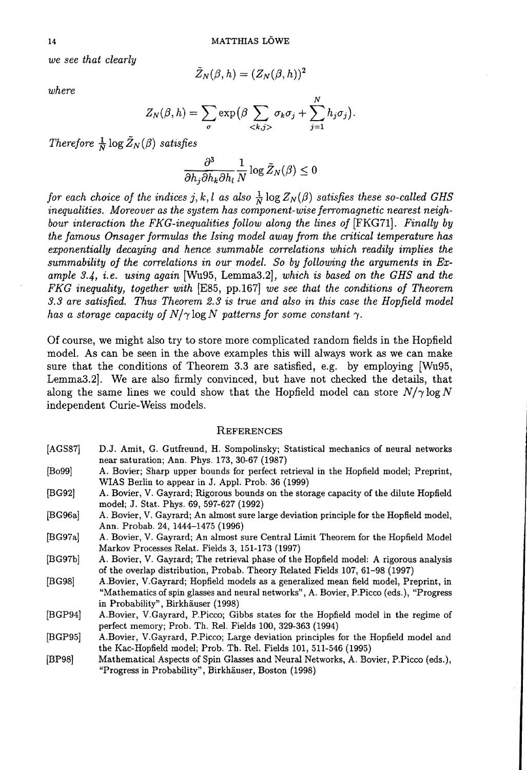*we see that clearly*

$$\tilde{Z}_N(\beta, h) = (Z_N(\beta, h))^2$$

*where*

$$Z_N(\beta, h) = \sum_{\sigma} \exp\big(\beta \sum_{<k,j>} \sigma_k \sigma_j + \sum_{j=1}^{N} h_j \sigma_j\big).$$

*Therefore* $\frac{1}{N} \log \tilde{Z}_N(\beta)$ *satisfies*

$$\frac{\partial^3}{\partial h_j \partial h_k \partial h_l} \frac{1}{N} \log \tilde{Z}_N(\beta) \leq 0$$

*for each choice of the indices* $j, k, l$ *as also* $\frac{1}{N} \log Z_N(\beta)$ *satisfies these so-called GHS inequalities. Moreover as the system has component-wise ferromagnetic nearest neighbour interaction the FKG-inequalities follow along the lines of* [FKG71]. *Finally by the famous Onsager formulas the Ising model away from the critical temperature has exponentially decaying and hence summable correlations which readily implies the summability of the correlations in our model. So by following the arguments in Example 3.4, i.e. using again* [Wu95, Lemma3.2], *which is based on the GHS and the FKG inequality, together with* [E85, pp.167] *we see that the conditions of Theorem 3.3 are satisfied. Thus Theorem 2.3 is true and also in this case the Hopfield model has a storage capacity of* $N/\gamma \log N$ *patterns for some constant* $\gamma$.

Of course, we might also try to store more complicated random fields in the Hopfield model. As can be seen in the above examples this will always work as we can make sure that the conditions of Theorem 3.3 are satisfied, e.g. by employing [Wu95, Lemma3.2]. We are also firmly convinced, but have not checked the details, that along the same lines we could show that the Hopfield model can store $N/\gamma \log N$ independent Curie-Weiss models.

## References

- [AGS87] D.J. Amit, G. Gutfreund, H. Sompolinsky; Statistical mechanics of neural networks near saturation; Ann. Phys. 173, 30-67 (1987)
- [Bo99] A. Bovier; Sharp upper bounds for perfect retrieval in the Hopfield model; Preprint, WIAS Berlin to appear in J. Appl. Prob. 36 (1999)
- [BG92] A. Bovier, V. Gayrard; Rigorous bounds on the storage capacity of the dilute Hopfield model; J. Stat. Phys. 69, 597-627 (1992)
- [BG96a] A. Bovier, V. Gayrard; An almost sure large deviation principle for the Hopfield model, Ann. Probab. 24, 1444–1475 (1996)
- [BG97a] A. Bovier, V. Gayrard; An almost sure Central Limit Theorem for the Hopfield Model Markov Processes Relat. Fields 3, 151-173 (1997)
- [BG97b] A. Bovier, V. Gayrard; The retrieval phase of the Hopfield model: A rigorous analysis of the overlap distribution, Probab. Theory Related Fields 107, 61–98 (1997)
- [BG98] A.Bovier, V.Gayrard; Hopfield models as a generalized mean field model, Preprint, in "Mathematics of spin glasses and neural networks", A. Bovier, P.Picco (eds.), "Progress in Probability", Birkhäuser (1998)
- [BGP94] A.Bovier, V.Gayrard, P.Picco; Gibbs states for the Hopfield model in the regime of perfect memory; Prob. Th. Rel. Fields 100, 329-363 (1994)
- [BGP95] A.Bovier, V.Gayrard, P.Picco; Large deviation principles for the Hopfield model and the Kac-Hopfield model; Prob. Th. Rel. Fields 101, 511-546 (1995)
- [BP98] Mathematical Aspects of Spin Glasses and Neural Networks, A. Bovier, P.Picco (eds.), "Progress in Probability", Birkhäuser, Boston (1998)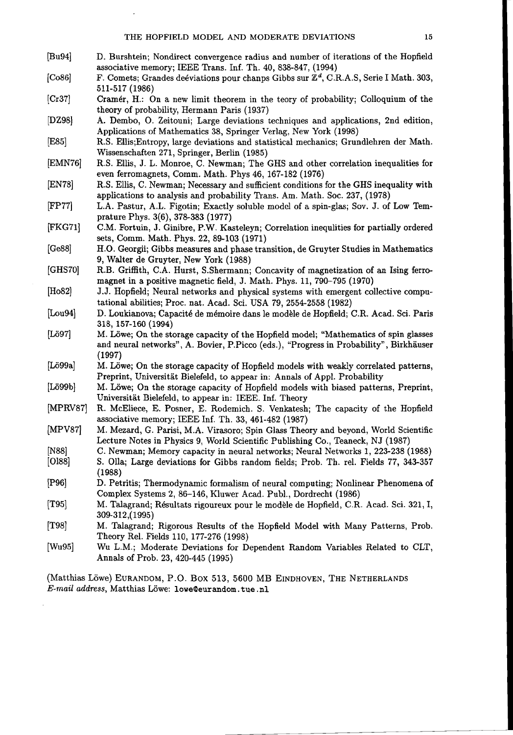[Bu94] D. Burshtein; Nondirect convergence radius and number of iterations of the Hopfield associative memory; IEEE Trans. Inf. Th. 40, 838-847, (1994)

[Co86] F. Comets; Grandes deéviations pour chanps Gibbs sur $\mathbb{Z}^d$, C.R.A.S, Serie I Math. 303, 511-517 (1986)

[Cr37] Cramér, H.: On a new limit theorem in the teory of probability; Colloquium of the theory of probability, Hermann Paris (1937)

[DZ98] A. Dembo, O. Zeitouni; Large deviations techniques and applications, 2nd edition, Applications of Mathematics 38, Springer Verlag, New York (1998)

[E85] R.S. Ellis;Entropy, large deviations and statistical mechanics; Grundlehren der Math. Wissenschaften 271, Springer, Berlin (1985)

[EMN76] R.S. Ellis, J. L. Monroe, C. Newman; The GHS and other correlation inequalities for even ferromagnets, Comm. Math. Phys 46, 167-182 (1976)

[EN78] R.S. Ellis, C. Newman; Necessary and sufficient conditions for the GHS inequality with applications to analysis and probability Trans. Am. Math. Soc. 237, (1978)

[FP77] L.A. Pastur, A.L. Figotin; Exactly soluble model of a spin-glas; Sov. J. of Low Temprature Phys. 3(6), 378-383 (1977)

[FKG71] C.M. Fortuin, J. Ginibre, P.W. Kasteleyn; Correlation inequlities for partially ordered sets, Comm. Math. Phys. 22, 89-103 (1971)

[Ge88] H.O. Georgii; Gibbs measures and phase transition, de Gruyter Studies in Mathematics 9, Walter de Gruyter, New York (1988)

[GHS70] R.B. Griffith, C.A. Hurst, S.Shermann; Concavity of magnetization of an Ising ferromagnet in a positive magnetic field, J. Math. Phys. 11, 790–795 (1970)

[Ho82] J.J. Hopfield; Neural networks and physical systems with emergent collective computational abilities; Proc. nat. Acad. Sci. USA 79, 2554-2558 (1982)

[Lou94] D. Loukianova; Capacité de mémoire dans le modèle de Hopfield; C.R. Acad. Sci. Paris 318, 157-160 (1994)

[Lö97] M. Löwe; On the storage capacity of the Hopfield model; "Mathematics of spin glasses and neural networks", A. Bovier, P.Picco (eds.), "Progress in Probability", Birkhäuser (1997)

[Lö99a] M. Löwe; On the storage capacity of Hopfield models with weakly correlated patterns, Preprint, Universität Bielefeld, to appear in: Annals of Appl. Probability

[Lö99b] M. Löwe; On the storage capacity of Hopfield models with biased patterns, Preprint, Universität Bielefeld, to appear in: IEEE. Inf. Theory

[MPRV87] R. McEliece, E. Posner, E. Rodemich. S. Venkatesh; The capacity of the Hopfield associative memory; IEEE Inf. Th. 33, 461-482 (1987)

[MPV87] M. Mezard, G. Parisi, M.A. Virasoro; Spin Glass Theory and beyond, World Scientific Lecture Notes in Physics 9, World Scientific Publishing Co., Teaneck, NJ (1987)

[N88] C. Newman; Memory capacity in neural networks; Neural Networks 1, 223-238 (1988)

[Ol88] S. Olla; Large deviations for Gibbs random fields; Prob. Th. rel. Fields 77, 343-357 (1988)

[P96] D. Petritis; Thermodynamic formalism of neural computing; Nonlinear Phenomena of Complex Systems 2, 86–146, Kluwer Acad. Publ., Dordrecht (1986)

[T95] M. Talagrand; Résultats rigoureux pour le modèle de Hopfield, C.R. Acad. Sci. 321, I, 309-312,(1995)

[T98] M. Talagrand; Rigorous Results of the Hopfield Model with Many Patterns, Prob. Theory Rel. Fields 110, 177-276 (1998)

[Wu95] Wu L.M.; Moderate Deviations for Dependent Random Variables Related to CLT, Annals of Prob. 23, 420-445 (1995)

(Matthias Löwe) Eurandom, P.O. Box 513, 5600 MB Eindhoven, The Netherlands
*E-mail address*, Matthias Löwe: lowe@eurandom.tue.nl